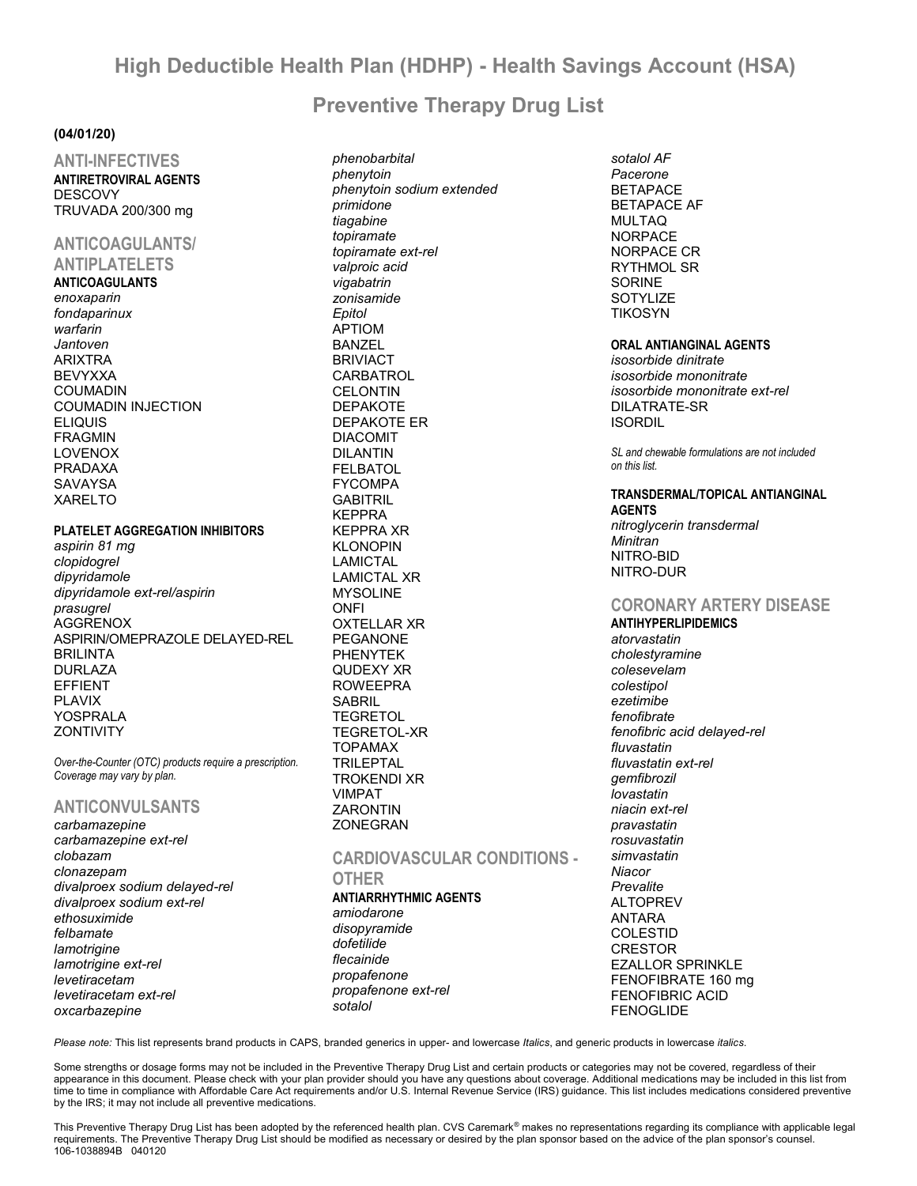# High Deductible Health Plan (HDHP) - Health Savings Account (HSA)

# Preventive Therapy Drug List

**(04/01/20)**

## ANTI-INFECTIVES

**ANTIRETROVIRAL AGENTS**

DESCOVY
TRUVADA 200/300 mg

## ANTICOAGULANTS/ ANTIPLATELETS

**ANTICOAGULANTS**

*enoxaparin*
*fondaparinux*
*warfarin*
*Jantoven*
ARIXTRA
BEVYXXA
COUMADIN
COUMADIN INJECTION
ELIQUIS
FRAGMIN
LOVENOX
PRADAXA
SAVAYSA
XARELTO

**PLATELET AGGREGATION INHIBITORS**

*aspirin 81 mg*
*clopidogrel*
*dipyridamole*
*dipyridamole ext-rel/aspirin*
*prasugrel*
AGGRENOX
ASPIRIN/OMEPRAZOLE DELAYED-REL
BRILINTA
DURLAZA
EFFIENT
PLAVIX
YOSPRALA
ZONTIVITY

*Over-the-Counter (OTC) products require a prescription. Coverage may vary by plan.*

## ANTICONVULSANTS

*carbamazepine*
*carbamazepine ext-rel*
*clobazam*
*clonazepam*
*divalproex sodium delayed-rel*
*divalproex sodium ext-rel*
*ethosuximide*
*felbamate*
*lamotrigine*
*lamotrigine ext-rel*
*levetiracetam*
*levetiracetam ext-rel*
*oxcarbazepine*
*phenobarbital*
*phenytoin*
*phenytoin sodium extended*
*primidone*
*tiagabine*
*topiramate*
*topiramate ext-rel*
*valproic acid*
*vigabatrin*
*zonisamide*
*Epitol*
APTIOM
BANZEL
BRIVIACT
CARBATROL
CELONTIN
DEPAKOTE
DEPAKOTE ER
DIACOMIT
DILANTIN
FELBATOL
FYCOMPA
GABITRIL
KEPPRA
KEPPRA XR
KLONOPIN
LAMICTAL
LAMICTAL XR
MYSOLINE
ONFI
OXTELLAR XR
PEGANONE
PHENYTEK
QUDEXY XR
ROWEEPRA
SABRIL
TEGRETOL
TEGRETOL-XR
TOPAMAX
TRILEPTAL
TROKENDI XR
VIMPAT
ZARONTIN
ZONEGRAN

## CARDIOVASCULAR CONDITIONS - OTHER

**ANTIARRHYTHMIC AGENTS**

*amiodarone*
*disopyramide*
*dofetilide*
*flecainide*
*propafenone*
*propafenone ext-rel*
*sotalol*
*sotalol AF*
*Pacerone*
BETAPACE
BETAPACE AF
MULTAQ
NORPACE
NORPACE CR
RYTHMOL SR
SORINE
SOTYLIZE
TIKOSYN

**ORAL ANTIANGINAL AGENTS**

*isosorbide dinitrate*
*isosorbide mononitrate*
*isosorbide mononitrate ext-rel*
DILATRATE-SR
ISORDIL

*SL and chewable formulations are not included on this list.*

**TRANSDERMAL/TOPICAL ANTIANGINAL AGENTS**

*nitroglycerin transdermal*
*Minitran*
NITRO-BID
NITRO-DUR

## CORONARY ARTERY DISEASE

**ANTIHYPERLIPIDEMICS**

*atorvastatin*
*cholestyramine*
*colesevelam*
*colestipol*
*ezetimibe*
*fenofibrate*
*fenofibric acid delayed-rel*
*fluvastatin*
*fluvastatin ext-rel*
*gemfibrozil*
*lovastatin*
*niacin ext-rel*
*pravastatin*
*rosuvastatin*
*simvastatin*
*Niacor*
*Prevalite*
ALTOPREV
ANTARA
COLESTID
CRESTOR
EZALLOR SPRINKLE
FENOFIBRATE 160 mg
FENOFIBRIC ACID
FENOGLIDE

*Please note:* This list represents brand products in CAPS, branded generics in upper- and lowercase *Italics*, and generic products in lowercase *italics*.

Some strengths or dosage forms may not be included in the Preventive Therapy Drug List and certain products or categories may not be covered, regardless of their appearance in this document. Please check with your plan provider should you have any questions about coverage. Additional medications may be included in this list from time to time in compliance with Affordable Care Act requirements and/or U.S. Internal Revenue Service (IRS) guidance. This list includes medications considered preventive by the IRS; it may not include all preventive medications.

This Preventive Therapy Drug List has been adopted by the referenced health plan. CVS Caremark® makes no representations regarding its compliance with applicable legal requirements. The Preventive Therapy Drug List should be modified as necessary or desired by the plan sponsor based on the advice of the plan sponsor's counsel.
106-1038894B 040120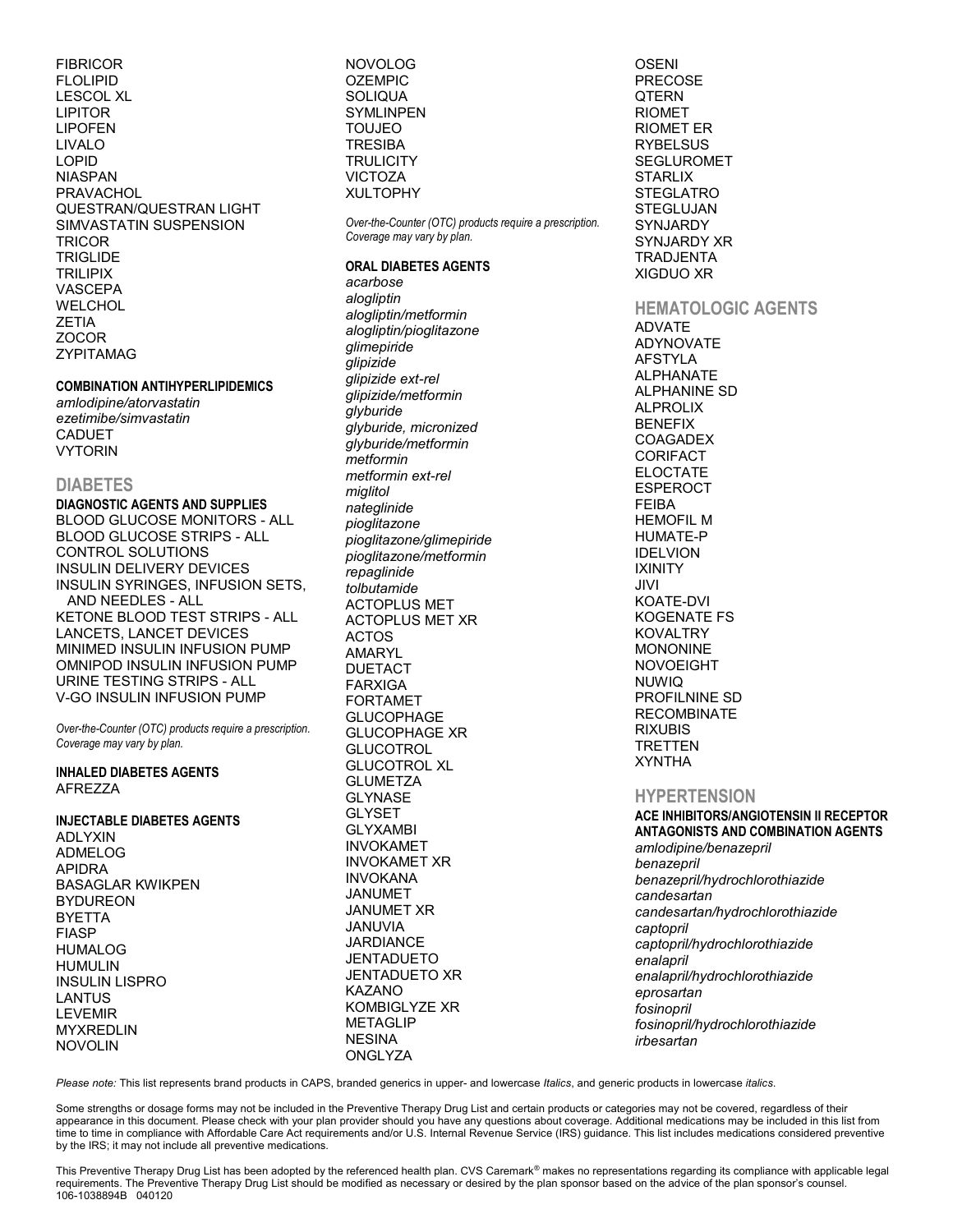FIBRICOR
FLOLIPID
LESCOL XL
LIPITOR
LIPOFEN
LIVALO
LOPID
NIASPAN
PRAVACHOL
QUESTRAN/QUESTRAN LIGHT
SIMVASTATIN SUSPENSION
TRICOR
TRIGLIDE
TRILIPIX
VASCEPA
WELCHOL
ZETIA
ZOCOR
ZYPITAMAG

**COMBINATION ANTIHYPERLIPIDEMICS**

*amlodipine/atorvastatin*
*ezetimibe/simvastatin*
CADUET
VYTORIN

## DIABETES

**DIAGNOSTIC AGENTS AND SUPPLIES**

BLOOD GLUCOSE MONITORS - ALL
BLOOD GLUCOSE STRIPS - ALL
CONTROL SOLUTIONS
INSULIN DELIVERY DEVICES
INSULIN SYRINGES, INFUSION SETS, AND NEEDLES - ALL
KETONE BLOOD TEST STRIPS - ALL
LANCETS, LANCET DEVICES
MINIMED INSULIN INFUSION PUMP
OMNIPOD INSULIN INFUSION PUMP
URINE TESTING STRIPS - ALL
V-GO INSULIN INFUSION PUMP

*Over-the-Counter (OTC) products require a prescription. Coverage may vary by plan.*

**INHALED DIABETES AGENTS**

AFREZZA

**INJECTABLE DIABETES AGENTS**

ADLYXIN
ADMELOG
APIDRA
BASAGLAR KWIKPEN
BYDUREON
BYETTA
FIASP
HUMALOG
HUMULIN
INSULIN LISPRO
LANTUS
LEVEMIR
MYXREDLIN
NOVOLIN
NOVOLOG
OZEMPIC
SOLIQUA
SYMLINPEN
TOUJEO
TRESIBA
TRULICITY
VICTOZA
XULTOPHY

*Over-the-Counter (OTC) products require a prescription. Coverage may vary by plan.*

**ORAL DIABETES AGENTS**

*acarbose*
*alogliptin*
*alogliptin/metformin*
*alogliptin/pioglitazone*
*glimepiride*
*glipizide*
*glipizide ext-rel*
*glipizide/metformin*
*glyburide*
*glyburide, micronized*
*glyburide/metformin*
*metformin*
*metformin ext-rel*
*miglitol*
*nateglinide*
*pioglitazone*
*pioglitazone/glimepiride*
*pioglitazone/metformin*
*repaglinide*
*tolbutamide*
ACTOPLUS MET
ACTOPLUS MET XR
ACTOS
AMARYL
DUETACT
FARXIGA
FORTAMET
GLUCOPHAGE
GLUCOPHAGE XR
GLUCOTROL
GLUCOTROL XL
GLUMETZA
GLYNASE
GLYSET
GLYXAMBI
INVOKAMET
INVOKAMET XR
INVOKANA
JANUMET
JANUMET XR
JANUVIA
JARDIANCE
JENTADUETO
JENTADUETO XR
KAZANO
KOMBIGLYZE XR
METAGLIP
NESINA
ONGLYZA
OSENI
PRECOSE
QTERN
RIOMET
RIOMET ER
RYBELSUS
SEGLUROMET
STARLIX
STEGLATRO
STEGLUJAN
SYNJARDY
SYNJARDY XR
TRADJENTA
XIGDUO XR

## HEMATOLOGIC AGENTS

ADVATE
ADYNOVATE
AFSTYLA
ALPHANATE
ALPHANINE SD
ALPROLIX
BENEFIX
COAGADEX
CORIFACT
ELOCTATE
ESPEROCT
FEIBA
HEMOFIL M
HUMATE-P
IDELVION
IXINITY
JIVI
KOATE-DVI
KOGENATE FS
KOVALTRY
MONONINE
NOVOEIGHT
NUWIQ
PROFILNINE SD
RECOMBINATE
RIXUBIS
TRETTEN
XYNTHA

## HYPERTENSION

**ACE INHIBITORS/ANGIOTENSIN II RECEPTOR ANTAGONISTS AND COMBINATION AGENTS**

*amlodipine/benazepril*
*benazepril*
*benazepril/hydrochlorothiazide*
*candesartan*
*candesartan/hydrochlorothiazide*
*captopril*
*captopril/hydrochlorothiazide*
*enalapril*
*enalapril/hydrochlorothiazide*
*eprosartan*
*fosinopril*
*fosinopril/hydrochlorothiazide*
*irbesartan*

*Please note:* This list represents brand products in CAPS, branded generics in upper- and lowercase *Italics*, and generic products in lowercase *italics*.

Some strengths or dosage forms may not be included in the Preventive Therapy Drug List and certain products or categories may not be covered, regardless of their appearance in this document. Please check with your plan provider should you have any questions about coverage. Additional medications may be included in this list from time to time in compliance with Affordable Care Act requirements and/or U.S. Internal Revenue Service (IRS) guidance. This list includes medications considered preventive by the IRS; it may not include all preventive medications.

This Preventive Therapy Drug List has been adopted by the referenced health plan. CVS Caremark® makes no representations regarding its compliance with applicable legal requirements. The Preventive Therapy Drug List should be modified as necessary or desired by the plan sponsor based on the advice of the plan sponsor's counsel.
106-1038894B 040120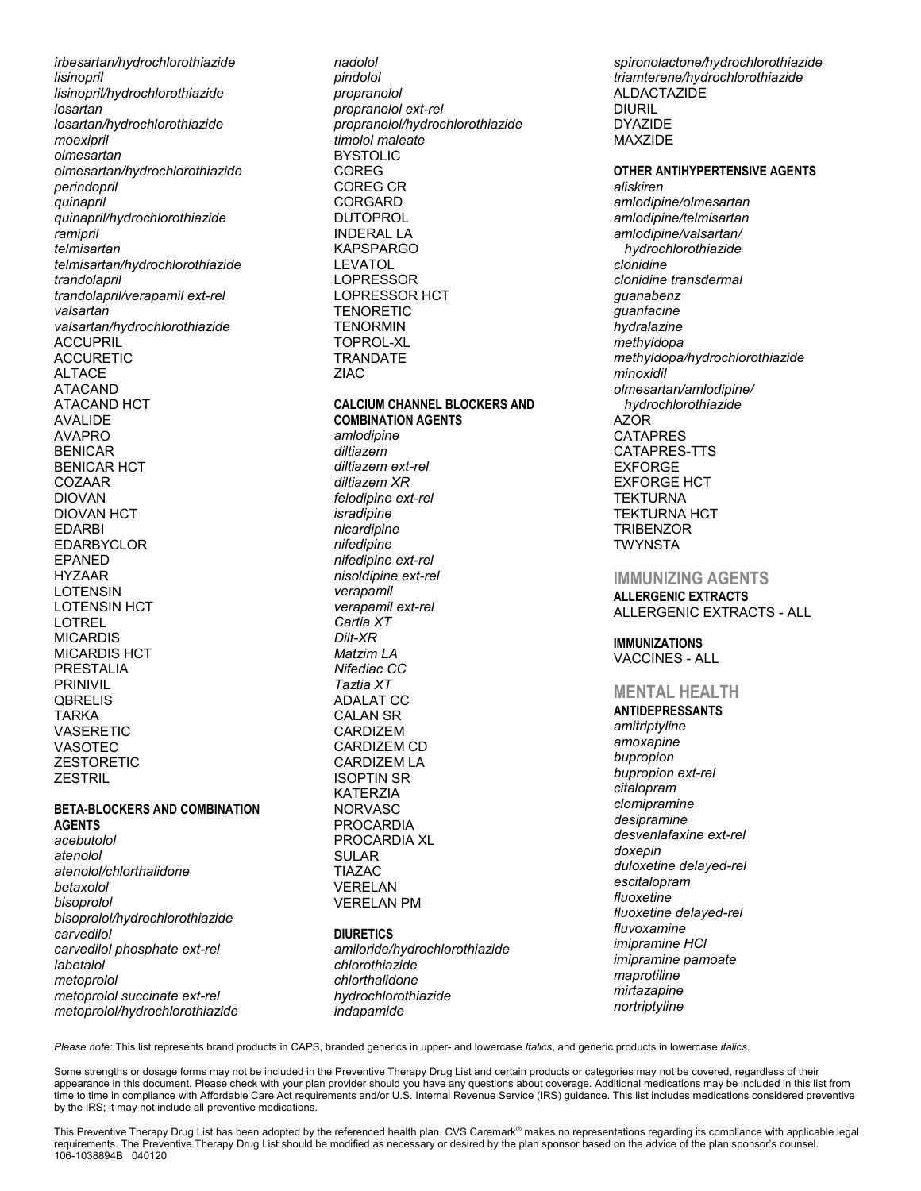*irbesartan/hydrochlorothiazide*
*lisinopril*
*lisinopril/hydrochlorothiazide*
*losartan*
*losartan/hydrochlorothiazide*
*moexipril*
*olmesartan*
*olmesartan/hydrochlorothiazide*
*perindopril*
*quinapril*
*quinapril/hydrochlorothiazide*
*ramipril*
*telmisartan*
*telmisartan/hydrochlorothiazide*
*trandolapril*
*trandolapril/verapamil ext-rel*
*valsartan*
*valsartan/hydrochlorothiazide*
ACCUPRIL
ACCURETIC
ALTACE
ATACAND
ATACAND HCT
AVALIDE
AVAPRO
BENICAR
BENICAR HCT
COZAAR
DIOVAN
DIOVAN HCT
EDARBI
EDARBYCLOR
EPANED
HYZAAR
LOTENSIN
LOTENSIN HCT
LOTREL
MICARDIS
MICARDIS HCT
PRESTALIA
PRINIVIL
QBRELIS
TARKA
VASERETIC
VASOTEC
ZESTORETIC
ZESTRIL

#### BETA-BLOCKERS AND COMBINATION AGENTS

*acebutolol*
*atenolol*
*atenolol/chlorthalidone*
*betaxolol*
*bisoprolol*
*bisoprolol/hydrochlorothiazide*
*carvedilol*
*carvedilol phosphate ext-rel*
*labetalol*
*metoprolol*
*metoprolol succinate ext-rel*
*metoprolol/hydrochlorothiazide*
*nadolol*
*pindolol*
*propranolol*
*propranolol ext-rel*
*propranolol/hydrochlorothiazide*
*timolol maleate*
BYSTOLIC
COREG
COREG CR
CORGARD
DUTOPROL
INDERAL LA
KAPSPARGO
LEVATOL
LOPRESSOR
LOPRESSOR HCT
TENORETIC
TENORMIN
TOPROL-XL
TRANDATE
ZIAC

#### CALCIUM CHANNEL BLOCKERS AND COMBINATION AGENTS

*amlodipine*
*diltiazem*
*diltiazem ext-rel*
*diltiazem XR*
*felodipine ext-rel*
*isradipine*
*nicardipine*
*nifedipine*
*nifedipine ext-rel*
*nisoldipine ext-rel*
*verapamil*
*verapamil ext-rel*
*Cartia XT*
*Dilt-XR*
*Matzim LA*
*Nifediac CC*
*Taztia XT*
ADALAT CC
CALAN SR
CARDIZEM
CARDIZEM CD
CARDIZEM LA
ISOPTIN SR
KATERZIA
NORVASC
PROCARDIA
PROCARDIA XL
SULAR
TIAZAC
VERELAN
VERELAN PM

#### DIURETICS

*amiloride/hydrochlorothiazide*
*chlorothiazide*
*chlorthalidone*
*hydrochlorothiazide*
*indapamide*
*spironolactone/hydrochlorothiazide*
*triamterene/hydrochlorothiazide*
ALDACTAZIDE
DIURIL
DYAZIDE
MAXZIDE

#### OTHER ANTIHYPERTENSIVE AGENTS

*aliskiren*
*amlodipine/olmesartan*
*amlodipine/telmisartan*
*amlodipine/valsartan/hydrochlorothiazide*
*clonidine*
*clonidine transdermal*
*guanabenz*
*guanfacine*
*hydralazine*
*methyldopa*
*methyldopa/hydrochlorothiazide*
*minoxidil*
*olmesartan/amlodipine/hydrochlorothiazide*
AZOR
CATAPRES
CATAPRES-TTS
EXFORGE
EXFORGE HCT
TEKTURNA
TEKTURNA HCT
TRIBENZOR
TWYNSTA

## IMMUNIZING AGENTS

#### ALLERGENIC EXTRACTS

ALLERGENIC EXTRACTS - ALL

#### IMMUNIZATIONS

VACCINES - ALL

## MENTAL HEALTH

#### ANTIDEPRESSANTS

*amitriptyline*
*amoxapine*
*bupropion*
*bupropion ext-rel*
*citalopram*
*clomipramine*
*desipramine*
*desvenlafaxine ext-rel*
*doxepin*
*duloxetine delayed-rel*
*escitalopram*
*fluoxetine*
*fluoxetine delayed-rel*
*fluvoxamine*
*imipramine HCl*
*imipramine pamoate*
*maprotiline*
*mirtazapine*
*nortriptyline*

*Please note:* This list represents brand products in CAPS, branded generics in upper- and lowercase *Italics*, and generic products in lowercase *italics*.

Some strengths or dosage forms may not be included in the Preventive Therapy Drug List and certain products or categories may not be covered, regardless of their appearance in this document. Please check with your plan provider should you have any questions about coverage. Additional medications may be included in this list from time to time in compliance with Affordable Care Act requirements and/or U.S. Internal Revenue Service (IRS) guidance. This list includes medications considered preventive by the IRS; it may not include all preventive medications.

This Preventive Therapy Drug List has been adopted by the referenced health plan. CVS Caremark® makes no representations regarding its compliance with applicable legal requirements. The Preventive Therapy Drug List should be modified as necessary or desired by the plan sponsor based on the advice of the plan sponsor's counsel.
106-1038894B 040120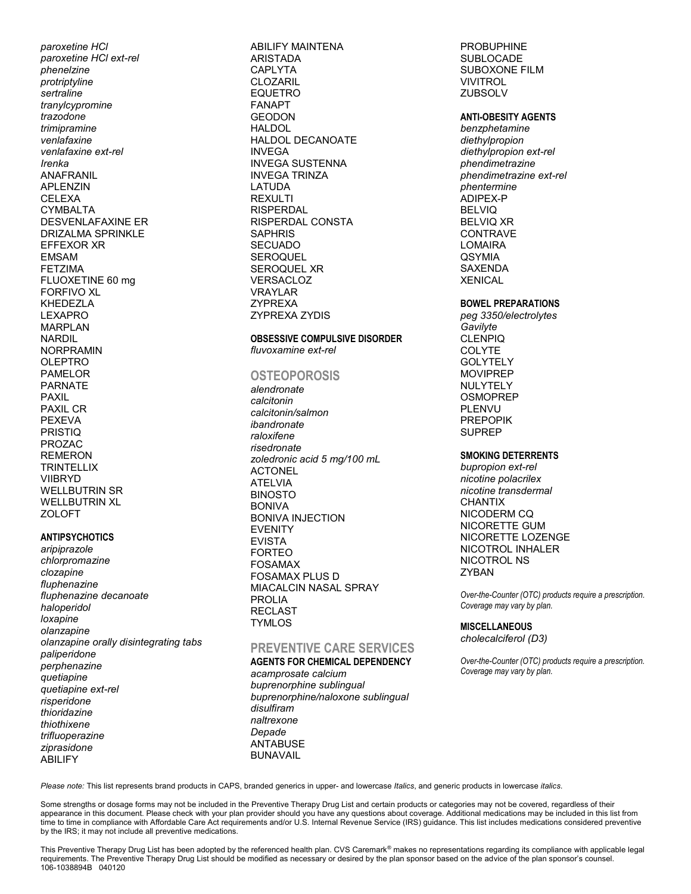*paroxetine HCl*
*paroxetine HCl ext-rel*
*phenelzine*
*protriptyline*
*sertraline*
*tranylcypromine*
*trazodone*
*trimipramine*
*venlafaxine*
*venlafaxine ext-rel*
*Irenka*
ANAFRANIL
APLENZIN
CELEXA
CYMBALTA
DESVENLAFAXINE ER
DRIZALMA SPRINKLE
EFFEXOR XR
EMSAM
FETZIMA
FLUOXETINE 60 mg
FORFIVO XL
KHEDEZLA
LEXAPRO
MARPLAN
NARDIL
NORPRAMIN
OLEPTRO
PAMELOR
PARNATE
PAXIL
PAXIL CR
PEXEVA
PRISTIQ
PROZAC
REMERON
TRINTELLIX
VIIBRYD
WELLBUTRIN SR
WELLBUTRIN XL
ZOLOFT

**ANTIPSYCHOTICS**

*aripiprazole*
*chlorpromazine*
*clozapine*
*fluphenazine*
*fluphenazine decanoate*
*haloperidol*
*loxapine*
*olanzapine*
*olanzapine orally disintegrating tabs*
*paliperidone*
*perphenazine*
*quetiapine*
*quetiapine ext-rel*
*risperidone*
*thioridazine*
*thiothixene*
*trifluoperazine*
*ziprasidone*
ABILIFY
ABILIFY MAINTENA
ARISTADA
CAPLYTA
CLOZARIL
EQUETRO
FANAPT
GEODON
HALDOL
HALDOL DECANOATE
INVEGA
INVEGA SUSTENNA
INVEGA TRINZA
LATUDA
REXULTI
RISPERDAL
RISPERDAL CONSTA
SAPHRIS
SECUADO
SEROQUEL
SEROQUEL XR
VERSACLOZ
VRAYLAR
ZYPREXA
ZYPREXA ZYDIS

**OBSESSIVE COMPULSIVE DISORDER**

*fluvoxamine ext-rel*

## OSTEOPOROSIS

*alendronate*
*calcitonin*
*calcitonin/salmon*
*ibandronate*
*raloxifene*
*risedronate*
*zoledronic acid 5 mg/100 mL*
ACTONEL
ATELVIA
BINOSTO
BONIVA
BONIVA INJECTION
EVENITY
EVISTA
FORTEO
FOSAMAX
FOSAMAX PLUS D
MIACALCIN NASAL SPRAY
PROLIA
RECLAST
TYMLOS

## PREVENTIVE CARE SERVICES

**AGENTS FOR CHEMICAL DEPENDENCY**

*acamprosate calcium*
*buprenorphine sublingual*
*buprenorphine/naloxone sublingual*
*disulfiram*
*naltrexone*
*Depade*
ANTABUSE
BUNAVAIL
PROBUPHINE
SUBLOCADE
SUBOXONE FILM
VIVITROL
ZUBSOLV

**ANTI-OBESITY AGENTS**

*benzphetamine*
*diethylpropion*
*diethylpropion ext-rel*
*phendimetrazine*
*phendimetrazine ext-rel*
*phentermine*
ADIPEX-P
BELVIQ
BELVIQ XR
CONTRAVE
LOMAIRA
QSYMIA
SAXENDA
XENICAL

**BOWEL PREPARATIONS**

*peg 3350/electrolytes*
*Gavilyte*
CLENPIQ
COLYTE
GOLYTELY
MOVIPREP
NULYTELY
OSMOPREP
PLENVU
PREPOPIK
SUPREP

**SMOKING DETERRENTS**

*bupropion ext-rel*
*nicotine polacrilex*
*nicotine transdermal*
CHANTIX
NICODERM CQ
NICORETTE GUM
NICORETTE LOZENGE
NICOTROL INHALER
NICOTROL NS
ZYBAN

*Over-the-Counter (OTC) products require a prescription. Coverage may vary by plan.*

**MISCELLANEOUS**

*cholecalciferol (D3)*

*Over-the-Counter (OTC) products require a prescription. Coverage may vary by plan.*

*Please note:* This list represents brand products in CAPS, branded generics in upper- and lowercase *Italics*, and generic products in lowercase *italics*.

Some strengths or dosage forms may not be included in the Preventive Therapy Drug List and certain products or categories may not be covered, regardless of their appearance in this document. Please check with your plan provider should you have any questions about coverage. Additional medications may be included in this list from time to time in compliance with Affordable Care Act requirements and/or U.S. Internal Revenue Service (IRS) guidance. This list includes medications considered preventive by the IRS; it may not include all preventive medications.

This Preventive Therapy Drug List has been adopted by the referenced health plan. CVS Caremark® makes no representations regarding its compliance with applicable legal requirements. The Preventive Therapy Drug List should be modified as necessary or desired by the plan sponsor based on the advice of the plan sponsor's counsel.
106-1038894B 040120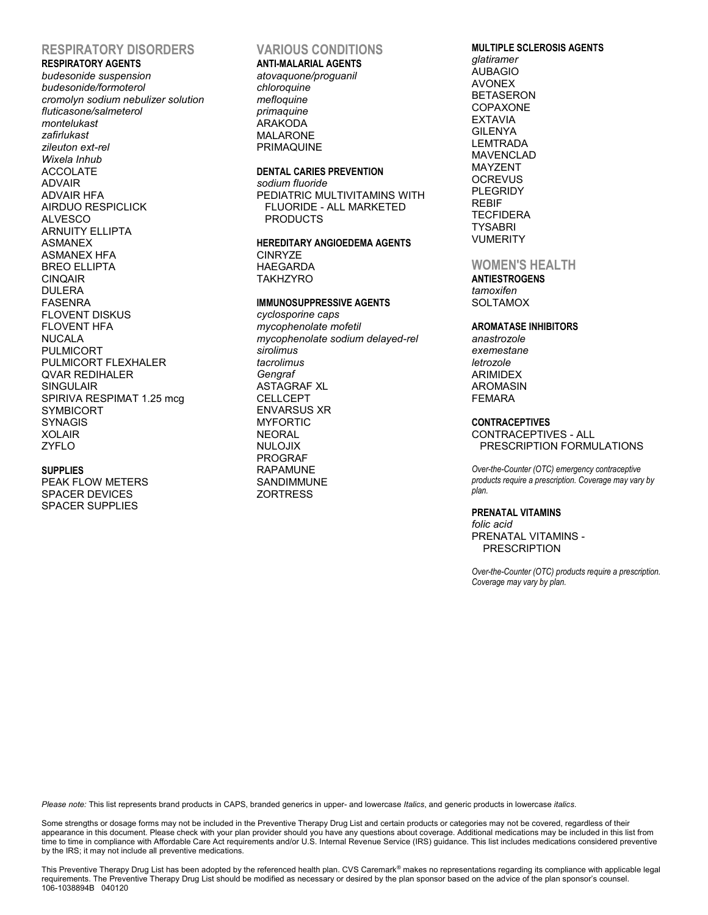## RESPIRATORY DISORDERS

### RESPIRATORY AGENTS

*budesonide suspension*
*budesonide/formoterol*
*cromolyn sodium nebulizer solution*
*fluticasone/salmeterol*
*montelukast*
*zafirlukast*
*zileuton ext-rel*
*Wixela Inhub*
ACCOLATE
ADVAIR
ADVAIR HFA
AIRDUO RESPICLICK
ALVESCO
ARNUITY ELLIPTA
ASMANEX
ASMANEX HFA
BREO ELLIPTA
CINQAIR
DULERA
FASENRA
FLOVENT DISKUS
FLOVENT HFA
NUCALA
PULMICORT
PULMICORT FLEXHALER
QVAR REDIHALER
SINGULAIR
SPIRIVA RESPIMAT 1.25 mcg
SYMBICORT
SYNAGIS
XOLAIR
ZYFLO

### SUPPLIES

PEAK FLOW METERS
SPACER DEVICES
SPACER SUPPLIES

## VARIOUS CONDITIONS

### ANTI-MALARIAL AGENTS

*atovaquone/proguanil*
*chloroquine*
*mefloquine*
*primaquine*
ARAKODA
MALARONE
PRIMAQUINE

### DENTAL CARIES PREVENTION

*sodium fluoride*
PEDIATRIC MULTIVITAMINS WITH FLUORIDE - ALL MARKETED PRODUCTS

### HEREDITARY ANGIOEDEMA AGENTS

CINRYZE
HAEGARDA
TAKHZYRO

### IMMUNOSUPPRESSIVE AGENTS

*cyclosporine caps*
*mycophenolate mofetil*
*mycophenolate sodium delayed-rel*
*sirolimus*
*tacrolimus*
*Gengraf*
ASTAGRAF XL
CELLCEPT
ENVARSUS XR
MYFORTIC
NEORAL
NULOJIX
PROGRAF
RAPAMUNE
SANDIMMUNE
ZORTRESS

### MULTIPLE SCLEROSIS AGENTS

*glatiramer*
AUBAGIO
AVONEX
BETASERON
COPAXONE
EXTAVIA
GILENYA
LEMTRADA
MAVENCLAD
MAYZENT
OCREVUS
PLEGRIDY
REBIF
TECFIDERA
TYSABRI
VUMERITY

## WOMEN'S HEALTH

### ANTIESTROGENS

*tamoxifen*
SOLTAMOX

### AROMATASE INHIBITORS

*anastrozole*
*exemestane*
*letrozole*
ARIMIDEX
AROMASIN
FEMARA

### CONTRACEPTIVES

CONTRACEPTIVES - ALL PRESCRIPTION FORMULATIONS

*Over-the-Counter (OTC) emergency contraceptive products require a prescription. Coverage may vary by plan.*

### PRENATAL VITAMINS

*folic acid*
PRENATAL VITAMINS - PRESCRIPTION

*Over-the-Counter (OTC) products require a prescription. Coverage may vary by plan.*

*Please note:* This list represents brand products in CAPS, branded generics in upper- and lowercase *Italics*, and generic products in lowercase *italics*.

Some strengths or dosage forms may not be included in the Preventive Therapy Drug List and certain products or categories may not be covered, regardless of their appearance in this document. Please check with your plan provider should you have any questions about coverage. Additional medications may be included in this list from time to time in compliance with Affordable Care Act requirements and/or U.S. Internal Revenue Service (IRS) guidance. This list includes medications considered preventive by the IRS; it may not include all preventive medications.

This Preventive Therapy Drug List has been adopted by the referenced health plan. CVS Caremark® makes no representations regarding its compliance with applicable legal requirements. The Preventive Therapy Drug List should be modified as necessary or desired by the plan sponsor based on the advice of the plan sponsor's counsel.
106-1038894B 040120